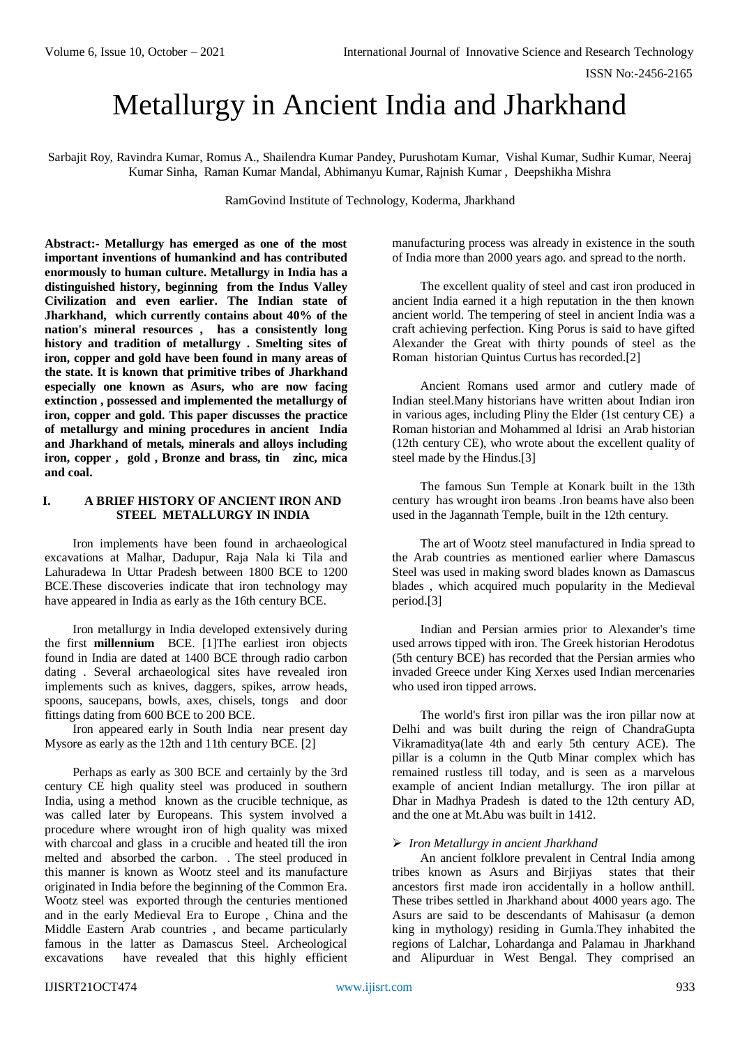# Metallurgy in Ancient India and Jharkhand

Sarbajit Roy, Ravindra Kumar, Romus A., Shailendra Kumar Pandey, Purushotam Kumar, Vishal Kumar, Sudhir Kumar, Neeraj Kumar Sinha, Raman Kumar Mandal, Abhimanyu Kumar, Rajnish Kumar , Deepshikha Mishra

RamGovind Institute of Technology, Koderma, Jharkhand

**Abstract:- Metallurgy has emerged as one of the most important inventions of humankind and has contributed enormously to human culture. Metallurgy in India has a distinguished history, beginning from the Indus Valley Civilization and even earlier. The Indian state of Jharkhand, which currently contains about 40% of the nation's mineral resources , has a consistently long history and tradition of metallurgy . Smelting sites of iron, copper and gold have been found in many areas of the state. It is known that primitive tribes of Jharkhand especially one known as Asurs, who are now facing extinction , possessed and implemented the metallurgy of iron, copper and gold. This paper discusses the practice of metallurgy and mining procedures in ancient India and Jharkhand of metals, minerals and alloys including iron, copper , gold , Bronze and brass, tin zinc, mica and coal.**

## I. A BRIEF HISTORY OF ANCIENT IRON AND STEEL METALLURGY IN INDIA

Iron implements have been found in archaeological excavations at Malhar, Dadupur, Raja Nala ki Tila and Lahuradewa In Uttar Pradesh between 1800 BCE to 1200 BCE.These discoveries indicate that iron technology may have appeared in India as early as the 16th century BCE.

Iron metallurgy in India developed extensively during the first **millennium** BCE. [1]The earliest iron objects found in India are dated at 1400 BCE through radio carbon dating . Several archaeological sites have revealed iron implements such as knives, daggers, spikes, arrow heads, spoons, saucepans, bowls, axes, chisels, tongs and door fittings dating from 600 BCE to 200 BCE.

Iron appeared early in South India near present day Mysore as early as the 12th and 11th century BCE. [2]

Perhaps as early as 300 BCE and certainly by the 3rd century CE high quality steel was produced in southern India, using a method known as the crucible technique, as was called later by Europeans. This system involved a procedure where wrought iron of high quality was mixed with charcoal and glass in a crucible and heated till the iron melted and absorbed the carbon. . The steel produced in this manner is known as Wootz steel and its manufacture originated in India before the beginning of the Common Era. Wootz steel was exported through the centuries mentioned and in the early Medieval Era to Europe , China and the Middle Eastern Arab countries , and became particularly famous in the latter as Damascus Steel. Archeological excavations have revealed that this highly efficient manufacturing process was already in existence in the south of India more than 2000 years ago. and spread to the north.

The excellent quality of steel and cast iron produced in ancient India earned it a high reputation in the then known ancient world. The tempering of steel in ancient India was a craft achieving perfection. King Porus is said to have gifted Alexander the Great with thirty pounds of steel as the Roman historian Quintus Curtus has recorded.[2]

Ancient Romans used armor and cutlery made of Indian steel.Many historians have written about Indian iron in various ages, including Pliny the Elder (1st century CE) a Roman historian and Mohammed al Idrisi an Arab historian (12th century CE), who wrote about the excellent quality of steel made by the Hindus.[3]

The famous Sun Temple at Konark built in the 13th century has wrought iron beams .Iron beams have also been used in the Jagannath Temple, built in the 12th century.

The art of Wootz steel manufactured in India spread to the Arab countries as mentioned earlier where Damascus Steel was used in making sword blades known as Damascus blades , which acquired much popularity in the Medieval period.[3]

Indian and Persian armies prior to Alexander's time used arrows tipped with iron. The Greek historian Herodotus (5th century BCE) has recorded that the Persian armies who invaded Greece under King Xerxes used Indian mercenaries who used iron tipped arrows.

The world's first iron pillar was the iron pillar now at Delhi and was built during the reign of ChandraGupta Vikramaditya(late 4th and early 5th century ACE). The pillar is a column in the Qutb Minar complex which has remained rustless till today, and is seen as a marvelous example of ancient Indian metallurgy. The iron pillar at Dhar in Madhya Pradesh is dated to the 12th century AD, and the one at Mt.Abu was built in 1412.

- *Iron Metallurgy in ancient Jharkhand*

An ancient folklore prevalent in Central India among tribes known as Asurs and Birjiyas states that their ancestors first made iron accidentally in a hollow anthill. These tribes settled in Jharkhand about 4000 years ago. The Asurs are said to be descendants of Mahisasur (a demon king in mythology) residing in Gumla.They inhabited the regions of Lalchar, Lohardanga and Palamau in Jharkhand and Alipurduar in West Bengal. They comprised an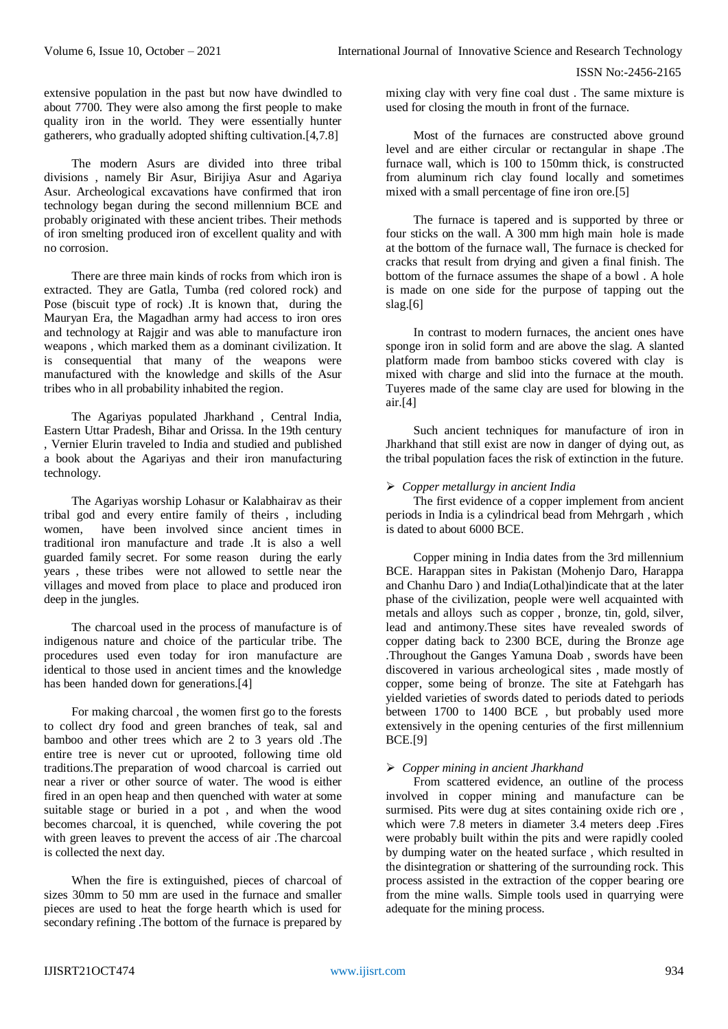extensive population in the past but now have dwindled to about 7700. They were also among the first people to make quality iron in the world. They were essentially hunter gatherers, who gradually adopted shifting cultivation.[4,7.8]

The modern Asurs are divided into three tribal divisions , namely Bir Asur, Birijiya Asur and Agariya Asur. Archeological excavations have confirmed that iron technology began during the second millennium BCE and probably originated with these ancient tribes. Their methods of iron smelting produced iron of excellent quality and with no corrosion.

There are three main kinds of rocks from which iron is extracted. They are Gatla, Tumba (red colored rock) and Pose (biscuit type of rock) .It is known that, during the Mauryan Era, the Magadhan army had access to iron ores and technology at Rajgir and was able to manufacture iron weapons , which marked them as a dominant civilization. It is consequential that many of the weapons were manufactured with the knowledge and skills of the Asur tribes who in all probability inhabited the region.

The Agariyas populated Jharkhand , Central India, Eastern Uttar Pradesh, Bihar and Orissa. In the 19th century , Vernier Elurin traveled to India and studied and published a book about the Agariyas and their iron manufacturing technology.

The Agariyas worship Lohasur or Kalabhairav as their tribal god and every entire family of theirs , including women, have been involved since ancient times in traditional iron manufacture and trade .It is also a well guarded family secret. For some reason during the early years , these tribes were not allowed to settle near the villages and moved from place to place and produced iron deep in the jungles.

The charcoal used in the process of manufacture is of indigenous nature and choice of the particular tribe. The procedures used even today for iron manufacture are identical to those used in ancient times and the knowledge has been handed down for generations.[4]

For making charcoal , the women first go to the forests to collect dry food and green branches of teak, sal and bamboo and other trees which are 2 to 3 years old .The entire tree is never cut or uprooted, following time old traditions.The preparation of wood charcoal is carried out near a river or other source of water. The wood is either fired in an open heap and then quenched with water at some suitable stage or buried in a pot , and when the wood becomes charcoal, it is quenched, while covering the pot with green leaves to prevent the access of air .The charcoal is collected the next day.

When the fire is extinguished, pieces of charcoal of sizes 30mm to 50 mm are used in the furnace and smaller pieces are used to heat the forge hearth which is used for secondary refining .The bottom of the furnace is prepared by mixing clay with very fine coal dust . The same mixture is used for closing the mouth in front of the furnace.

Most of the furnaces are constructed above ground level and are either circular or rectangular in shape .The furnace wall, which is 100 to 150mm thick, is constructed from aluminum rich clay found locally and sometimes mixed with a small percentage of fine iron ore.[5]

The furnace is tapered and is supported by three or four sticks on the wall. A 300 mm high main hole is made at the bottom of the furnace wall, The furnace is checked for cracks that result from drying and given a final finish. The bottom of the furnace assumes the shape of a bowl . A hole is made on one side for the purpose of tapping out the slag.[6]

In contrast to modern furnaces, the ancient ones have sponge iron in solid form and are above the slag. A slanted platform made from bamboo sticks covered with clay is mixed with charge and slid into the furnace at the mouth. Tuyeres made of the same clay are used for blowing in the air.[4]

Such ancient techniques for manufacture of iron in Jharkhand that still exist are now in danger of dying out, as the tribal population faces the risk of extinction in the future.

- *Copper metallurgy in ancient India*

The first evidence of a copper implement from ancient periods in India is a cylindrical bead from Mehrgarh , which is dated to about 6000 BCE.

Copper mining in India dates from the 3rd millennium BCE. Harappan sites in Pakistan (Mohenjo Daro, Harappa and Chanhu Daro ) and India(Lothal)indicate that at the later phase of the civilization, people were well acquainted with metals and alloys such as copper , bronze, tin, gold, silver, lead and antimony.These sites have revealed swords of copper dating back to 2300 BCE, during the Bronze age .Throughout the Ganges Yamuna Doab , swords have been discovered in various archeological sites , made mostly of copper, some being of bronze. The site at Fatehgarh has yielded varieties of swords dated to periods dated to periods between 1700 to 1400 BCE , but probably used more extensively in the opening centuries of the first millennium BCE.[9]

- *Copper mining in ancient Jharkhand*

From scattered evidence, an outline of the process involved in copper mining and manufacture can be surmised. Pits were dug at sites containing oxide rich ore , which were 7.8 meters in diameter 3.4 meters deep .Fires were probably built within the pits and were rapidly cooled by dumping water on the heated surface , which resulted in the disintegration or shattering of the surrounding rock. This process assisted in the extraction of the copper bearing ore from the mine walls. Simple tools used in quarrying were adequate for the mining process.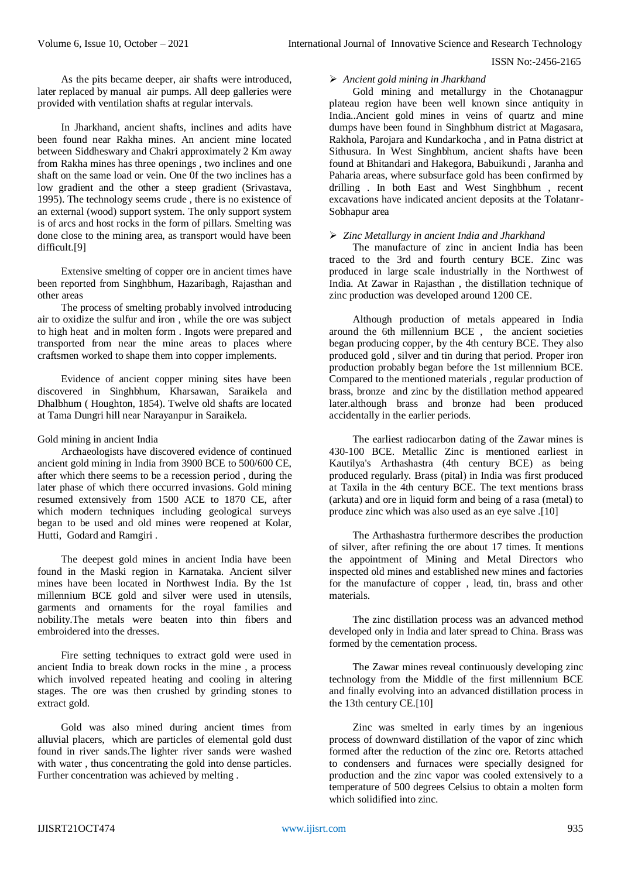As the pits became deeper, air shafts were introduced, later replaced by manual air pumps. All deep galleries were provided with ventilation shafts at regular intervals.

In Jharkhand, ancient shafts, inclines and adits have been found near Rakha mines. An ancient mine located between Siddheswary and Chakri approximately 2 Km away from Rakha mines has three openings , two inclines and one shaft on the same load or vein. One 0f the two inclines has a low gradient and the other a steep gradient (Srivastava, 1995). The technology seems crude , there is no existence of an external (wood) support system. The only support system is of arcs and host rocks in the form of pillars. Smelting was done close to the mining area, as transport would have been difficult.[9]

Extensive smelting of copper ore in ancient times have been reported from Singhbhum, Hazaribagh, Rajasthan and other areas

The process of smelting probably involved introducing air to oxidize the sulfur and iron , while the ore was subject to high heat and in molten form . Ingots were prepared and transported from near the mine areas to places where craftsmen worked to shape them into copper implements.

Evidence of ancient copper mining sites have been discovered in Singhbhum, Kharsawan, Saraikela and Dhalbhum ( Houghton, 1854). Twelve old shafts are located at Tama Dungri hill near Narayanpur in Saraikela.

Gold mining in ancient India

Archaeologists have discovered evidence of continued ancient gold mining in India from 3900 BCE to 500/600 CE, after which there seems to be a recession period , during the later phase of which there occurred invasions. Gold mining resumed extensively from 1500 ACE to 1870 CE, after which modern techniques including geological surveys began to be used and old mines were reopened at Kolar, Hutti, Godard and Ramgiri .

The deepest gold mines in ancient India have been found in the Maski region in Karnataka. Ancient silver mines have been located in Northwest India. By the 1st millennium BCE gold and silver were used in utensils, garments and ornaments for the royal families and nobility.The metals were beaten into thin fibers and embroidered into the dresses.

Fire setting techniques to extract gold were used in ancient India to break down rocks in the mine , a process which involved repeated heating and cooling in altering stages. The ore was then crushed by grinding stones to extract gold.

Gold was also mined during ancient times from alluvial placers, which are particles of elemental gold dust found in river sands.The lighter river sands were washed with water , thus concentrating the gold into dense particles. Further concentration was achieved by melting .

- *Ancient gold mining in Jharkhand*

Gold mining and metallurgy in the Chotanagpur plateau region have been well known since antiquity in India..Ancient gold mines in veins of quartz and mine dumps have been found in Singhbhum district at Magasara, Rakhola, Parojara and Kundarkocha , and in Patna district at Sithusura. In West Singhbhum, ancient shafts have been found at Bhitandari and Hakegora, Babuikundi , Jaranha and Paharia areas, where subsurface gold has been confirmed by drilling . In both East and West Singhbhum , recent excavations have indicated ancient deposits at the Tolatanr-Sobhapur area

- *Zinc Metallurgy in ancient India and Jharkhand*

The manufacture of zinc in ancient India has been traced to the 3rd and fourth century BCE. Zinc was produced in large scale industrially in the Northwest of India. At Zawar in Rajasthan , the distillation technique of zinc production was developed around 1200 CE.

Although production of metals appeared in India around the 6th millennium BCE , the ancient societies began producing copper, by the 4th century BCE. They also produced gold , silver and tin during that period. Proper iron production probably began before the 1st millennium BCE. Compared to the mentioned materials , regular production of brass, bronze and zinc by the distillation method appeared later.although brass and bronze had been produced accidentally in the earlier periods.

The earliest radiocarbon dating of the Zawar mines is 430-100 BCE. Metallic Zinc is mentioned earliest in Kautilya's Arthashastra (4th century BCE) as being produced regularly. Brass (pital) in India was first produced at Taxila in the 4th century BCE. The text mentions brass (arkuta) and ore in liquid form and being of a rasa (metal) to produce zinc which was also used as an eye salve .[10]

The Arthashastra furthermore describes the production of silver, after refining the ore about 17 times. It mentions the appointment of Mining and Metal Directors who inspected old mines and established new mines and factories for the manufacture of copper , lead, tin, brass and other materials.

The zinc distillation process was an advanced method developed only in India and later spread to China. Brass was formed by the cementation process.

The Zawar mines reveal continuously developing zinc technology from the Middle of the first millennium BCE and finally evolving into an advanced distillation process in the 13th century CE.[10]

Zinc was smelted in early times by an ingenious process of downward distillation of the vapor of zinc which formed after the reduction of the zinc ore. Retorts attached to condensers and furnaces were specially designed for production and the zinc vapor was cooled extensively to a temperature of 500 degrees Celsius to obtain a molten form which solidified into zinc.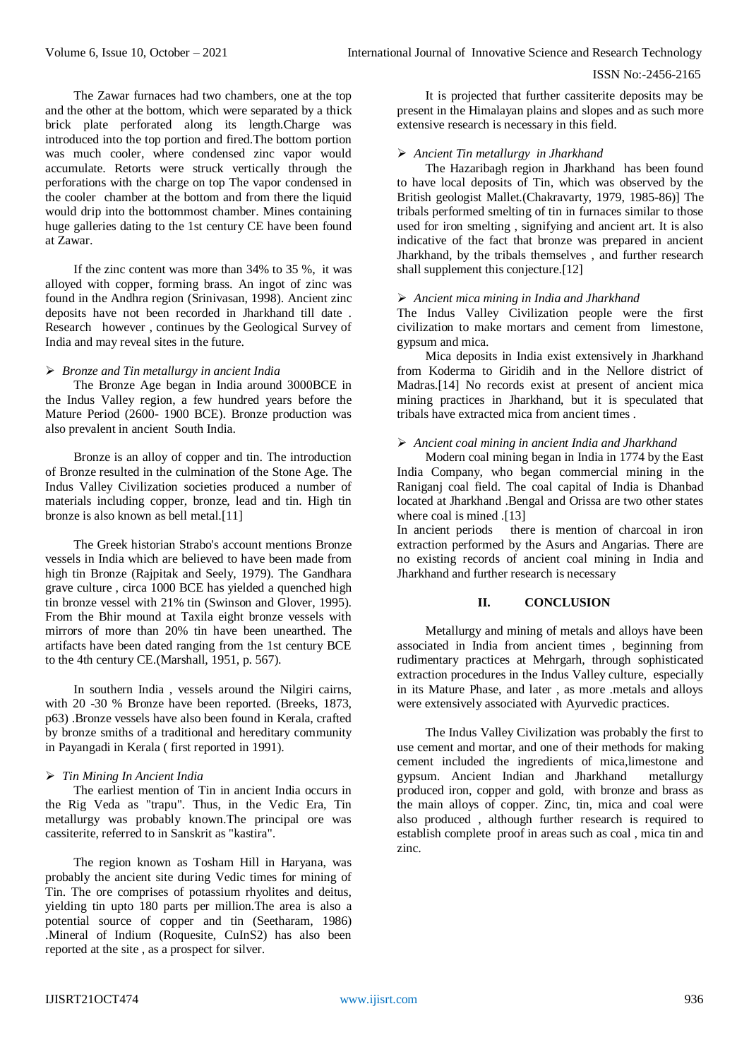The Zawar furnaces had two chambers, one at the top and the other at the bottom, which were separated by a thick brick plate perforated along its length.Charge was introduced into the top portion and fired.The bottom portion was much cooler, where condensed zinc vapor would accumulate. Retorts were struck vertically through the perforations with the charge on top The vapor condensed in the cooler chamber at the bottom and from there the liquid would drip into the bottommost chamber. Mines containing huge galleries dating to the 1st century CE have been found at Zawar.

If the zinc content was more than 34% to 35 %, it was alloyed with copper, forming brass. An ingot of zinc was found in the Andhra region (Srinivasan, 1998). Ancient zinc deposits have not been recorded in Jharkhand till date . Research however , continues by the Geological Survey of India and may reveal sites in the future.

- *Bronze and Tin metallurgy in ancient India*

The Bronze Age began in India around 3000BCE in the Indus Valley region, a few hundred years before the Mature Period (2600- 1900 BCE). Bronze production was also prevalent in ancient South India.

Bronze is an alloy of copper and tin. The introduction of Bronze resulted in the culmination of the Stone Age. The Indus Valley Civilization societies produced a number of materials including copper, bronze, lead and tin. High tin bronze is also known as bell metal.[11]

The Greek historian Strabo's account mentions Bronze vessels in India which are believed to have been made from high tin Bronze (Rajpitak and Seely, 1979). The Gandhara grave culture , circa 1000 BCE has yielded a quenched high tin bronze vessel with 21% tin (Swinson and Glover, 1995). From the Bhir mound at Taxila eight bronze vessels with mirrors of more than 20% tin have been unearthed. The artifacts have been dated ranging from the 1st century BCE to the 4th century CE.(Marshall, 1951, p. 567).

In southern India , vessels around the Nilgiri cairns, with 20 -30 % Bronze have been reported. (Breeks, 1873, p63) .Bronze vessels have also been found in Kerala, crafted by bronze smiths of a traditional and hereditary community in Payangadi in Kerala ( first reported in 1991).

- *Tin Mining In Ancient India*

The earliest mention of Tin in ancient India occurs in the Rig Veda as "trapu". Thus, in the Vedic Era, Tin metallurgy was probably known.The principal ore was cassiterite, referred to in Sanskrit as "kastira".

The region known as Tosham Hill in Haryana, was probably the ancient site during Vedic times for mining of Tin. The ore comprises of potassium rhyolites and deitus, yielding tin upto 180 parts per million.The area is also a potential source of copper and tin (Seetharam, 1986) .Mineral of Indium (Roquesite, $CuInS_2$) has also been reported at the site , as a prospect for silver.

It is projected that further cassiterite deposits may be present in the Himalayan plains and slopes and as such more extensive research is necessary in this field.

- *Ancient Tin metallurgy in Jharkhand*

The Hazaribagh region in Jharkhand has been found to have local deposits of Tin, which was observed by the British geologist Mallet.(Chakravarty, 1979, 1985-86)] The tribals performed smelting of tin in furnaces similar to those used for iron smelting , signifying and ancient art. It is also indicative of the fact that bronze was prepared in ancient Jharkhand, by the tribals themselves , and further research shall supplement this conjecture.[12]

- *Ancient mica mining in India and Jharkhand*

The Indus Valley Civilization people were the first civilization to make mortars and cement from limestone, gypsum and mica.

Mica deposits in India exist extensively in Jharkhand from Koderma to Giridih and in the Nellore district of Madras.[14] No records exist at present of ancient mica mining practices in Jharkhand, but it is speculated that tribals have extracted mica from ancient times .

- *Ancient coal mining in ancient India and Jharkhand*

Modern coal mining began in India in 1774 by the East India Company, who began commercial mining in the Raniganj coal field. The coal capital of India is Dhanbad located at Jharkhand .Bengal and Orissa are two other states where coal is mined .[13]

In ancient periods there is mention of charcoal in iron extraction performed by the Asurs and Angarias. There are no existing records of ancient coal mining in India and Jharkhand and further research is necessary

## II. CONCLUSION

Metallurgy and mining of metals and alloys have been associated in India from ancient times , beginning from rudimentary practices at Mehrgarh, through sophisticated extraction procedures in the Indus Valley culture, especially in its Mature Phase, and later , as more .metals and alloys were extensively associated with Ayurvedic practices.

The Indus Valley Civilization was probably the first to use cement and mortar, and one of their methods for making cement included the ingredients of mica,limestone and gypsum. Ancient Indian and Jharkhand metallurgy produced iron, copper and gold, with bronze and brass as the main alloys of copper. Zinc, tin, mica and coal were also produced , although further research is required to establish complete proof in areas such as coal , mica tin and zinc.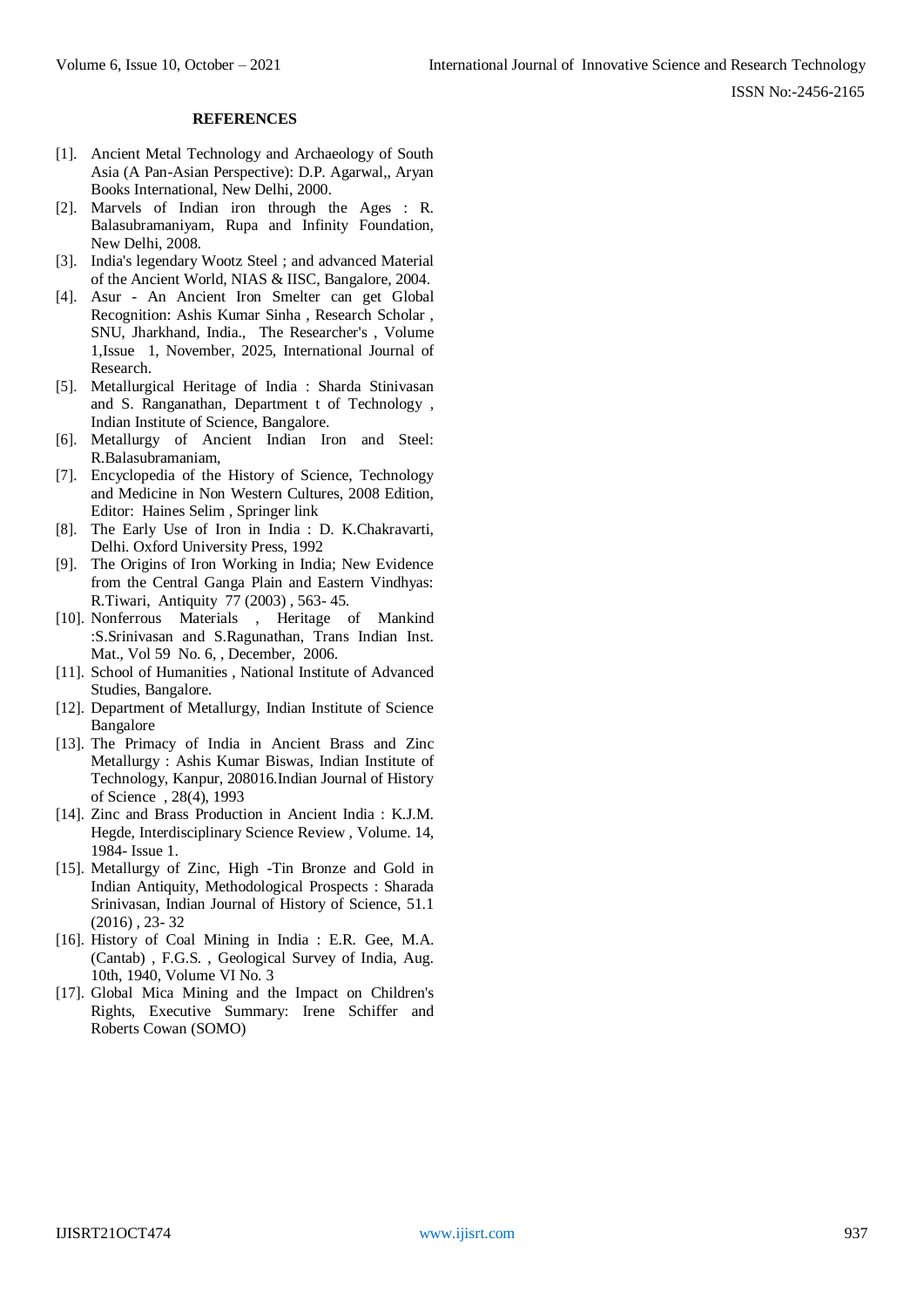### REFERENCES

- [1]. Ancient Metal Technology and Archaeology of South Asia (A Pan-Asian Perspective): D.P. Agarwal,, Aryan Books International, New Delhi, 2000.
- [2]. Marvels of Indian iron through the Ages : R. Balasubramaniyam, Rupa and Infinity Foundation, New Delhi, 2008.
- [3]. India's legendary Wootz Steel ; and advanced Material of the Ancient World, NIAS & IISC, Bangalore, 2004.
- [4]. Asur - An Ancient Iron Smelter can get Global Recognition: Ashis Kumar Sinha , Research Scholar , SNU, Jharkhand, India., The Researcher's , Volume 1,Issue 1, November, 2025, International Journal of Research.
- [5]. Metallurgical Heritage of India : Sharda Stinivasan and S. Ranganathan, Department t of Technology , Indian Institute of Science, Bangalore.
- [6]. Metallurgy of Ancient Indian Iron and Steel: R.Balasubramaniam,
- [7]. Encyclopedia of the History of Science, Technology and Medicine in Non Western Cultures, 2008 Edition, Editor: Haines Selim , Springer link
- [8]. The Early Use of Iron in India : D. K.Chakravarti, Delhi. Oxford University Press, 1992
- [9]. The Origins of Iron Working in India; New Evidence from the Central Ganga Plain and Eastern Vindhyas: R.Tiwari, Antiquity 77 (2003) , 563- 45.
- [10]. Nonferrous Materials , Heritage of Mankind :S.Srinivasan and S.Ragunathan, Trans Indian Inst. Mat., Vol 59 No. 6, , December, 2006.
- [11]. School of Humanities , National Institute of Advanced Studies, Bangalore.
- [12]. Department of Metallurgy, Indian Institute of Science Bangalore
- [13]. The Primacy of India in Ancient Brass and Zinc Metallurgy : Ashis Kumar Biswas, Indian Institute of Technology, Kanpur, 208016.Indian Journal of History of Science , 28(4), 1993
- [14]. Zinc and Brass Production in Ancient India : K.J.M. Hegde, Interdisciplinary Science Review , Volume. 14, 1984- Issue 1.
- [15]. Metallurgy of Zinc, High -Tin Bronze and Gold in Indian Antiquity, Methodological Prospects : Sharada Srinivasan, Indian Journal of History of Science, 51.1 (2016) , 23- 32
- [16]. History of Coal Mining in India : E.R. Gee, M.A. (Cantab) , F.G.S. , Geological Survey of India, Aug. 10th, 1940, Volume VI No. 3
- [17]. Global Mica Mining and the Impact on Children's Rights, Executive Summary: Irene Schiffer and Roberts Cowan (SOMO)